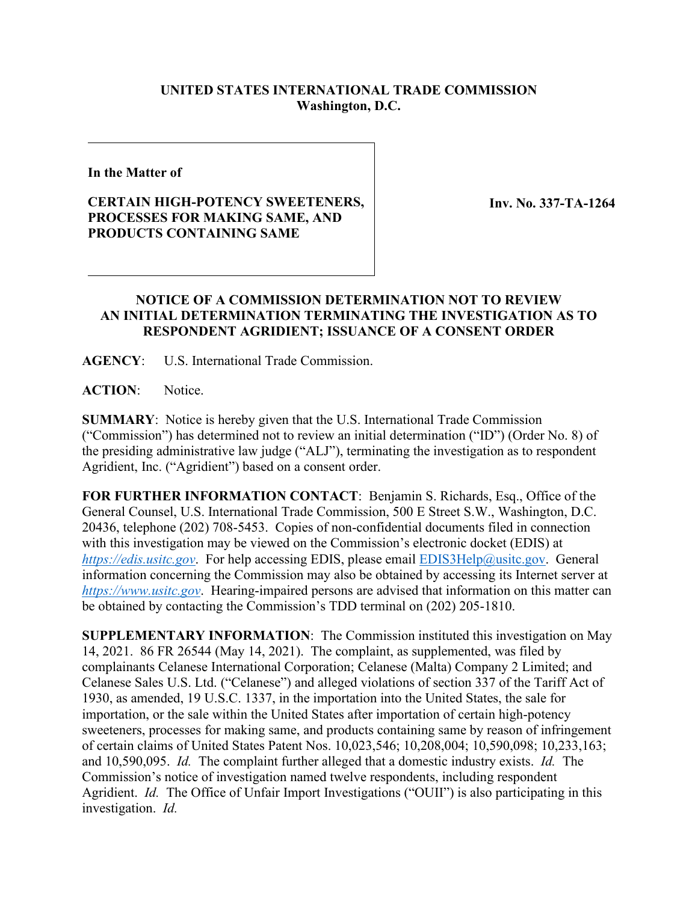**UNITED STATES INTERNATIONAL TRADE COMMISSION**
**Washington, D.C.**

**In the Matter of**

**CERTAIN HIGH-POTENCY SWEETENERS, PROCESSES FOR MAKING SAME, AND PRODUCTS CONTAINING SAME**

**Inv. No. 337-TA-1264**

**NOTICE OF A COMMISSION DETERMINATION NOT TO REVIEW AN INITIAL DETERMINATION TERMINATING THE INVESTIGATION AS TO RESPONDENT AGRIDIENT; ISSUANCE OF A CONSENT ORDER**

**AGENCY**: U.S. International Trade Commission.

**ACTION**: Notice.

**SUMMARY**: Notice is hereby given that the U.S. International Trade Commission ("Commission") has determined not to review an initial determination ("ID") (Order No. 8) of the presiding administrative law judge ("ALJ"), terminating the investigation as to respondent Agridient, Inc. ("Agridient") based on a consent order.

**FOR FURTHER INFORMATION CONTACT**: Benjamin S. Richards, Esq., Office of the General Counsel, U.S. International Trade Commission, 500 E Street S.W., Washington, D.C. 20436, telephone (202) 708-5453. Copies of non-confidential documents filed in connection with this investigation may be viewed on the Commission's electronic docket (EDIS) at *https://edis.usitc.gov*. For help accessing EDIS, please email EDIS3Help@usitc.gov. General information concerning the Commission may also be obtained by accessing its Internet server at *https://www.usitc.gov*. Hearing-impaired persons are advised that information on this matter can be obtained by contacting the Commission's TDD terminal on (202) 205-1810.

**SUPPLEMENTARY INFORMATION**: The Commission instituted this investigation on May 14, 2021. 86 FR 26544 (May 14, 2021). The complaint, as supplemented, was filed by complainants Celanese International Corporation; Celanese (Malta) Company 2 Limited; and Celanese Sales U.S. Ltd. ("Celanese") and alleged violations of section 337 of the Tariff Act of 1930, as amended, 19 U.S.C. 1337, in the importation into the United States, the sale for importation, or the sale within the United States after importation of certain high-potency sweeteners, processes for making same, and products containing same by reason of infringement of certain claims of United States Patent Nos. 10,023,546; 10,208,004; 10,590,098; 10,233,163; and 10,590,095. *Id.* The complaint further alleged that a domestic industry exists. *Id.* The Commission's notice of investigation named twelve respondents, including respondent Agridient. *Id.* The Office of Unfair Import Investigations ("OUII") is also participating in this investigation. *Id.*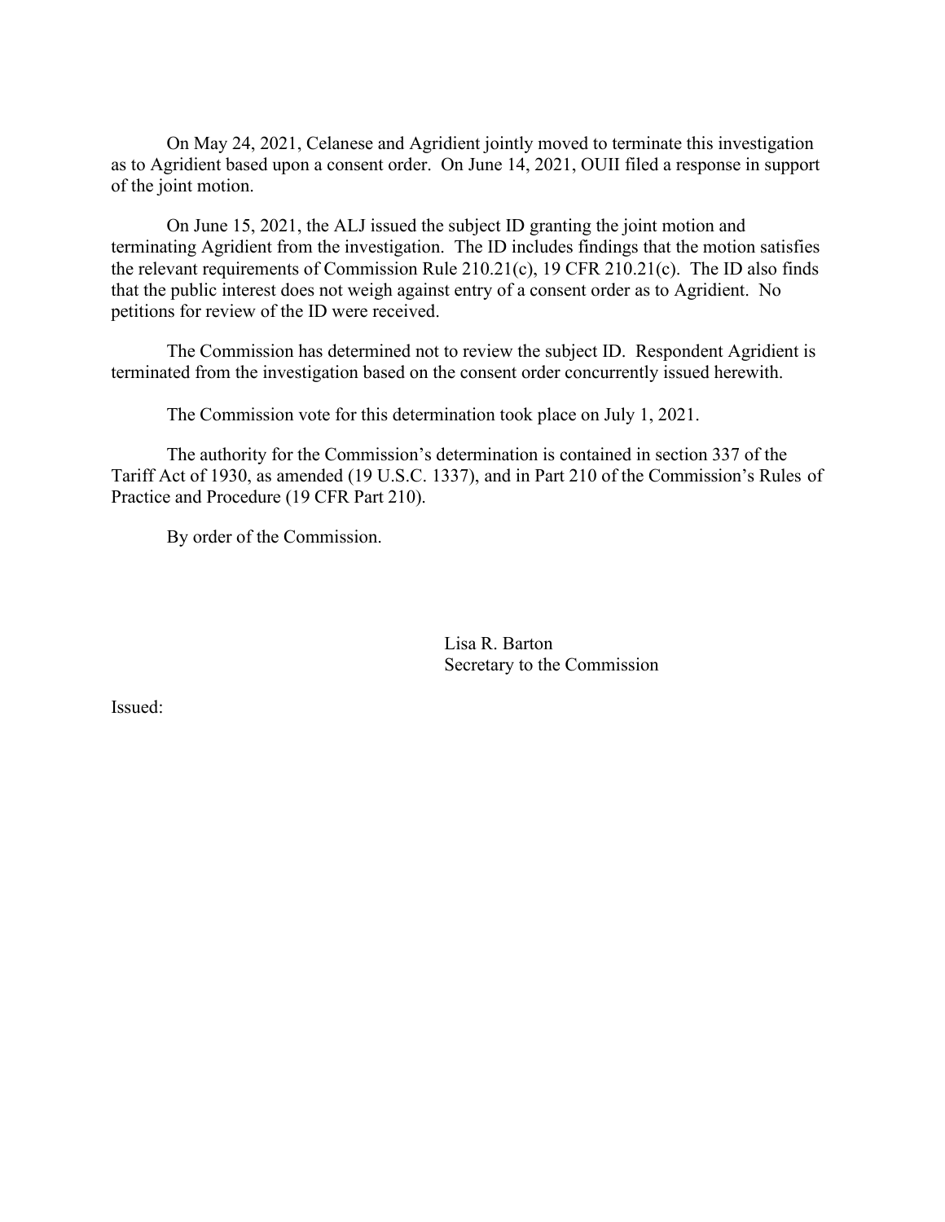On May 24, 2021, Celanese and Agridient jointly moved to terminate this investigation as to Agridient based upon a consent order. On June 14, 2021, OUII filed a response in support of the joint motion.

On Jun 15, 2021, the ALJ issued the subject ID granting the joint motion and terminating Agridient from the investigation. The ID includes findings that the motion satisfies the relevant requirements of Commission Rule 210.21(c), 19 CFR 210.21(c). The ID also finds that the public interest does not weigh against entry of a consent order as to Agridient. No petitions for review of the ID were received.

The Commission has determined not to review the subject ID. Respondent Agridient is terminated from the investigation based on the consent order concurrently issued herewith.

The Commission vote for this determination took place on July 1, 2021.

The authority for the Commission's determination is contained in section 337 of the Tariff Act of 1930, as amended (19 U.S.C. 1337), and in Part 210 of the Commission's Rules of Practice and Procedure (19 CFR Part 210).

By order of the Commission.

Lisa R. Barton
Secretary to the Commission

Issued: